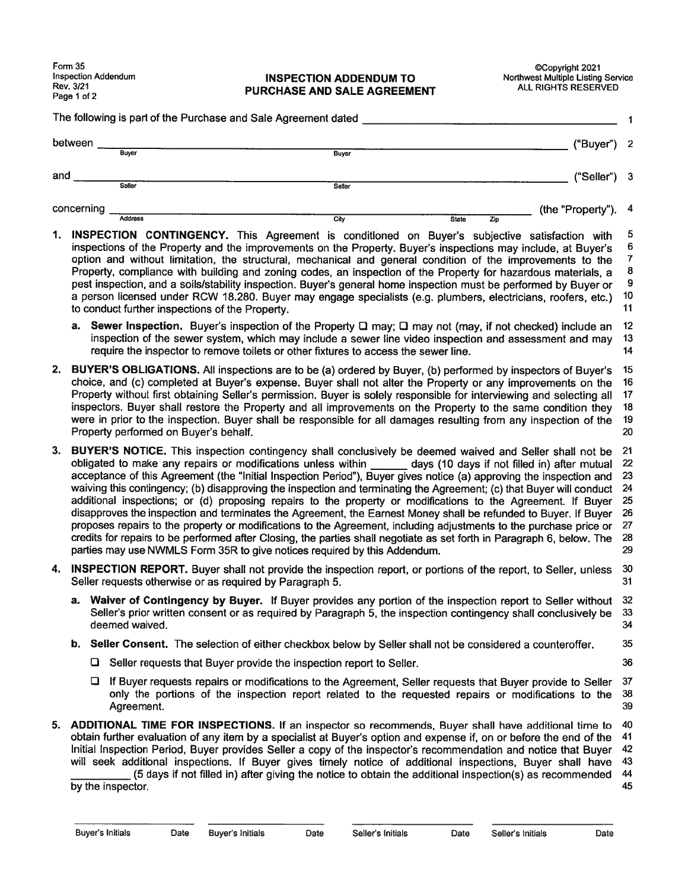Form 35
Inspection Addendum
Rev. 3/21

# INSPECTION ADDENDUM TO PURCHASE AND SALE AGREEMENT

©Copyright 2021
Northwest Multiple Listing Service
ALL RIGHTS RESERVED

The following is part of the Purchase and Sale Agreement dated ____________________ 1

between ____________________ (Buyer) ____________________ (Buyer) ("Buyer") 2

and ____________________ (Seller) ____________________ (Seller) ("Seller") 3

concerning ____________________ (Address) ____________________ (City) ______ (State) ______ (Zip) (the "Property"). 4

1. **INSPECTION CONTINGENCY.** This Agreement is conditioned on Buyer's subjective satisfaction with inspections of the Property and the improvements on the Property. Buyer's inspections may include, at Buyer's option and without limitation, the structural, mechanical and general condition of the improvements to the Property, compliance with building and zoning codes, an inspection of the Property for hazardous materials, a pest inspection, and a soils/stability inspection. Buyer's general home inspection must be performed by Buyer or a person licensed under RCW 18.280. Buyer may engage specialists (e.g. plumbers, electricians, roofers, etc.) to conduct further inspections of the Property. 5–11

   a. **Sewer Inspection.** Buyer's inspection of the Property ☐ may; ☐ may not (may, if not checked) include an inspection of the sewer system, which may include a sewer line video inspection and assessment and may require the inspector to remove toilets or other fixtures to access the sewer line. 12–14

2. **BUYER'S OBLIGATIONS.** All inspections are to be (a) ordered by Buyer, (b) performed by inspectors of Buyer's choice, and (c) completed at Buyer's expense. Buyer shall not alter the Property or any improvements on the Property without first obtaining Seller's permission. Buyer is solely responsible for interviewing and selecting all inspectors. Buyer shall restore the Property and all improvements on the Property to the same condition they were in prior to the inspection. Buyer shall be responsible for all damages resulting from any inspection of the Property performed on Buyer's behalf. 15–20

3. **BUYER'S NOTICE.** This inspection contingency shall conclusively be deemed waived and Seller shall not be obligated to make any repairs or modifications unless within ______ days (10 days if not filled in) after mutual acceptance of this Agreement (the "Initial Inspection Period"), Buyer gives notice (a) approving the inspection and waiving this contingency; (b) disapproving the inspection and terminating the Agreement; (c) that Buyer will conduct additional inspections; or (d) proposing repairs to the property or modifications to the Agreement. If Buyer disapproves the inspection and terminates the Agreement, the Earnest Money shall be refunded to Buyer. If Buyer proposes repairs to the property or modifications to the Agreement, including adjustments to the purchase price or credits for repairs to be performed after Closing, the parties shall negotiate as set forth in Paragraph 6, below. The parties may use NWMLS Form 35R to give notices required by this Addendum. 21–29

4. **INSPECTION REPORT.** Buyer shall not provide the inspection report, or portions of the report, to Seller, unless Seller requests otherwise or as required by Paragraph 5. 30–31

   a. **Waiver of Contingency by Buyer.** If Buyer provides any portion of the inspection report to Seller without Seller's prior written consent or as required by Paragraph 5, the inspection contingency shall conclusively be deemed waived. 32–34

   b. **Seller Consent.** The selection of either checkbox below by Seller shall not be considered a counteroffer. 35

      ☐ Seller requests that Buyer provide the inspection report to Seller. 36

      ☐ If Buyer requests repairs or modifications to the Agreement, Seller requests that Buyer provide to Seller only the portions of the inspection report related to the requested repairs or modifications to the Agreement. 37–39

5. **ADDITIONAL TIME FOR INSPECTIONS.** If an inspector so recommends, Buyer shall have additional time to obtain further evaluation of any item by a specialist at Buyer's option and expense if, on or before the end of the Initial Inspection Period, Buyer provides Seller a copy of the inspector's recommendation and notice that Buyer will seek additional inspections. If Buyer gives timely notice of additional inspections, Buyer shall have ________ (5 days if not filled in) after giving the notice to obtain the additional inspection(s) as recommended by the inspector. 40–45

Buyer's Initials ______ Date ______ Buyer's Initials ______ Date ______ Seller's Initials ______ Date ______ Seller's Initials ______ Date ______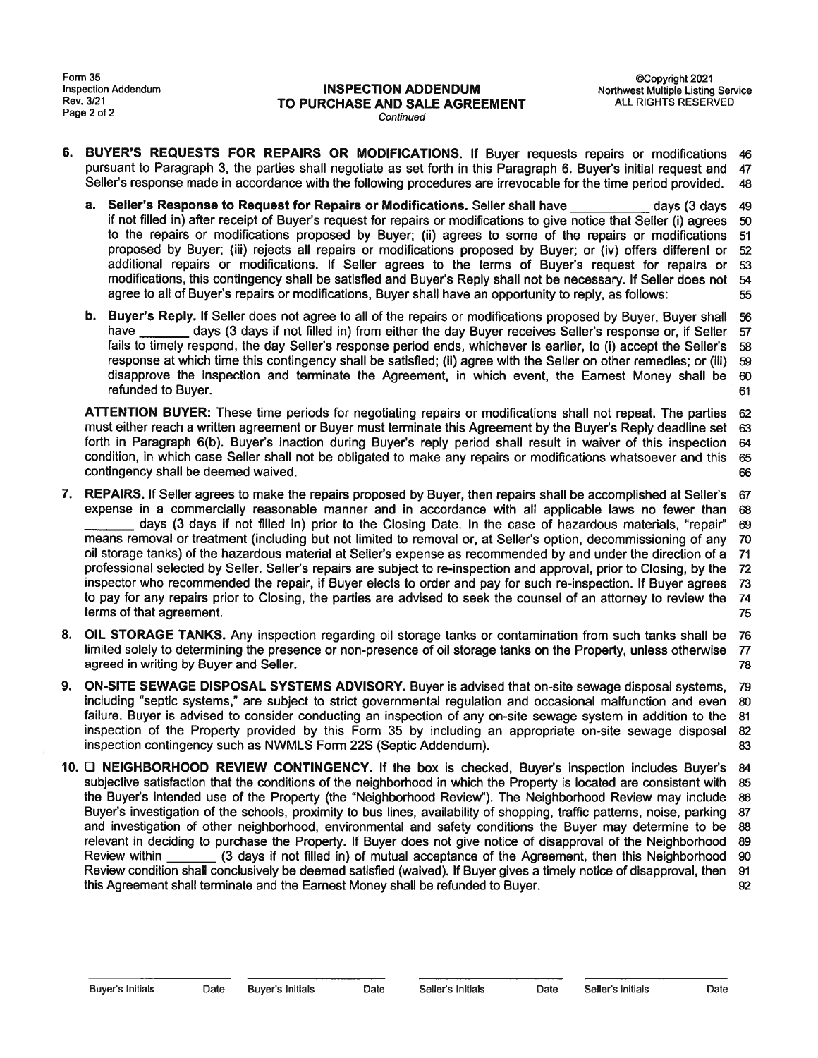# INSPECTION ADDENDUM TO PURCHASE AND SALE AGREEMENT

*Continued*

**6. BUYER'S REQUESTS FOR REPAIRS OR MODIFICATIONS.** If Buyer requests repairs or modifications pursuant to Paragraph 3, the parties shall negotiate as set forth in this Paragraph 6. Buyer's initial request and Seller's response made in accordance with the following procedures are irrevocable for the time period provided.

a. **Seller's Response to Request for Repairs or Modifications.** Seller shall have ___________ days (3 days if not filled in) after receipt of Buyer's request for repairs or modifications to give notice that Seller (i) agrees to the repairs or modifications proposed by Buyer; (ii) agrees to some of the repairs or modifications proposed by Buyer; (iii) rejects all repairs or modifications proposed by Buyer; or (iv) offers different or additional repairs or modifications. If Seller agrees to the terms of Buyer's request for repairs or modifications, this contingency shall be satisfied and Buyer's Reply shall not be necessary. If Seller does not agree to all of Buyer's repairs or modifications, Buyer shall have an opportunity to reply, as follows:

b. **Buyer's Reply.** If Seller does not agree to all of the repairs or modifications proposed by Buyer, Buyer shall have _______ days (3 days if not filled in) from either the day Buyer receives Seller's response or, if Seller fails to timely respond, the day Seller's response period ends, whichever is earlier, to (i) accept the Seller's response at which time this contingency shall be satisfied; (ii) agree with the Seller on other remedies; or (iii) disapprove the inspection and terminate the Agreement, in which event, the Earnest Money shall be refunded to Buyer.

**ATTENTION BUYER:** These time periods for negotiating repairs or modifications shall not repeat. The parties must either reach a written agreement or Buyer must terminate this Agreement by the Buyer's Reply deadline set forth in Paragraph 6(b). Buyer's inaction during Buyer's reply period shall result in waiver of this inspection condition, in which case Seller shall not be obligated to make any repairs or modifications whatsoever and this contingency shall be deemed waived.

**7. REPAIRS.** If Seller agrees to make the repairs proposed by Buyer, then repairs shall be accomplished at Seller's expense in a commercially reasonable manner and in accordance with all applicable laws no fewer than _______ days (3 days if not filled in) prior to the Closing Date. In the case of hazardous materials, "repair" means removal or treatment (including but not limited to removal or, at Seller's option, decommissioning of any oil storage tanks) of the hazardous material at Seller's expense as recommended by and under the direction of a professional selected by Seller. Seller's repairs are subject to re-inspection and approval, prior to Closing, by the inspector who recommended the repair, if Buyer elects to order and pay for such re-inspection. If Buyer agrees to pay for any repairs prior to Closing, the parties are advised to seek the counsel of an attorney to review the terms of that agreement.

**8. OIL STORAGE TANKS.** Any inspection regarding oil storage tanks or contamination from such tanks shall be limited solely to determining the presence or non-presence of oil storage tanks on the Property, unless otherwise agreed in writing by Buyer and Seller.

**9. ON-SITE SEWAGE DISPOSAL SYSTEMS ADVISORY.** Buyer is advised that on-site sewage disposal systems, including "septic systems," are subject to strict governmental regulation and occasional malfunction and even failure. Buyer is advised to consider conducting an inspection of any on-site sewage system in addition to the inspection of the Property provided by this Form 35 by including an appropriate on-site sewage disposal inspection contingency such as NWMLS Form 22S (Septic Addendum).

**10. ☐ NEIGHBORHOOD REVIEW CONTINGENCY.** If the box is checked, Buyer's inspection includes Buyer's subjective satisfaction that the conditions of the neighborhood in which the Property is located are consistent with the Buyer's intended use of the Property (the "Neighborhood Review"). The Neighborhood Review may include Buyer's investigation of the schools, proximity to bus lines, availability of shopping, traffic patterns, noise, parking and investigation of other neighborhood, environmental and safety conditions the Buyer may determine to be relevant in deciding to purchase the Property. If Buyer does not give notice of disapproval of the Neighborhood Review within _______ (3 days if not filled in) of mutual acceptance of the Agreement, then this Neighborhood Review condition shall conclusively be deemed satisfied (waived). If Buyer gives a timely notice of disapproval, then this Agreement shall terminate and the Earnest Money shall be refunded to Buyer.

| Buyer's Initials | Date | Buyer's Initials | Date | Seller's Initials | Date | Seller's Initials | Date |
|---|---|---|---|---|---|---|---|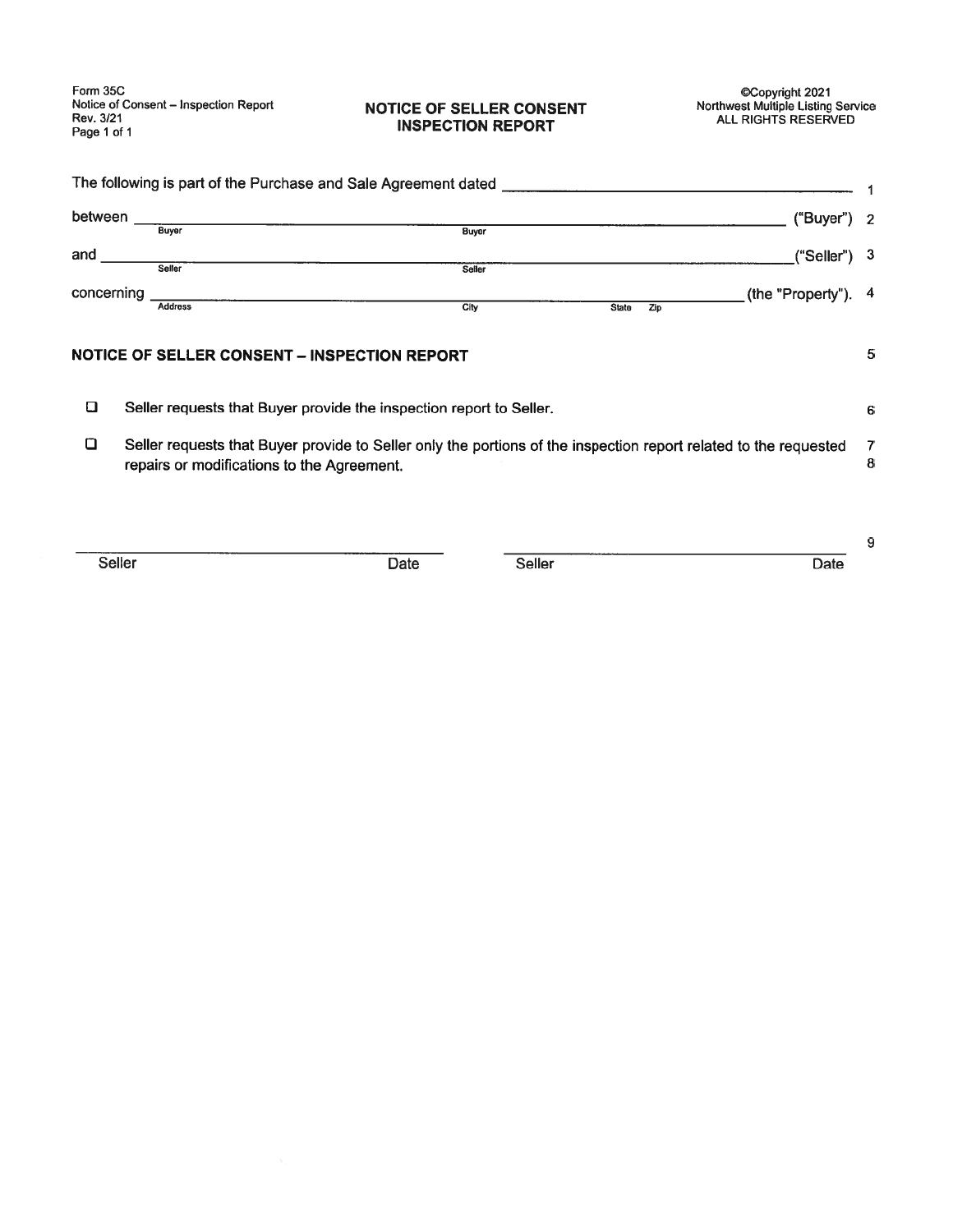Form 35C
Notice of Consent – Inspection Report
Rev. 3/21
Page 1 of 1

# NOTICE OF SELLER CONSENT INSPECTION REPORT

©Copyright 2021
Northwest Multiple Listing Service
ALL RIGHTS RESERVED

The following is part of the Purchase and Sale Agreement dated ______________________________ 1

between ______________________ (Buyer) ______________________ (Buyer) ("Buyer") 2

and ______________________ (Seller) ______________________ (Seller) ("Seller") 3

concerning ______________________ (Address) ______________________ (City) ______ (State) ______ (Zip) (the "Property"). 4

## NOTICE OF SELLER CONSENT – INSPECTION REPORT 5

- ☐ Seller requests that Buyer provide the inspection report to Seller. 6
- ☐ Seller requests that Buyer provide to Seller only the portions of the inspection report related to the requested repairs or modifications to the Agreement. 7 8

______________________ ______________________ 9
Seller Date Seller Date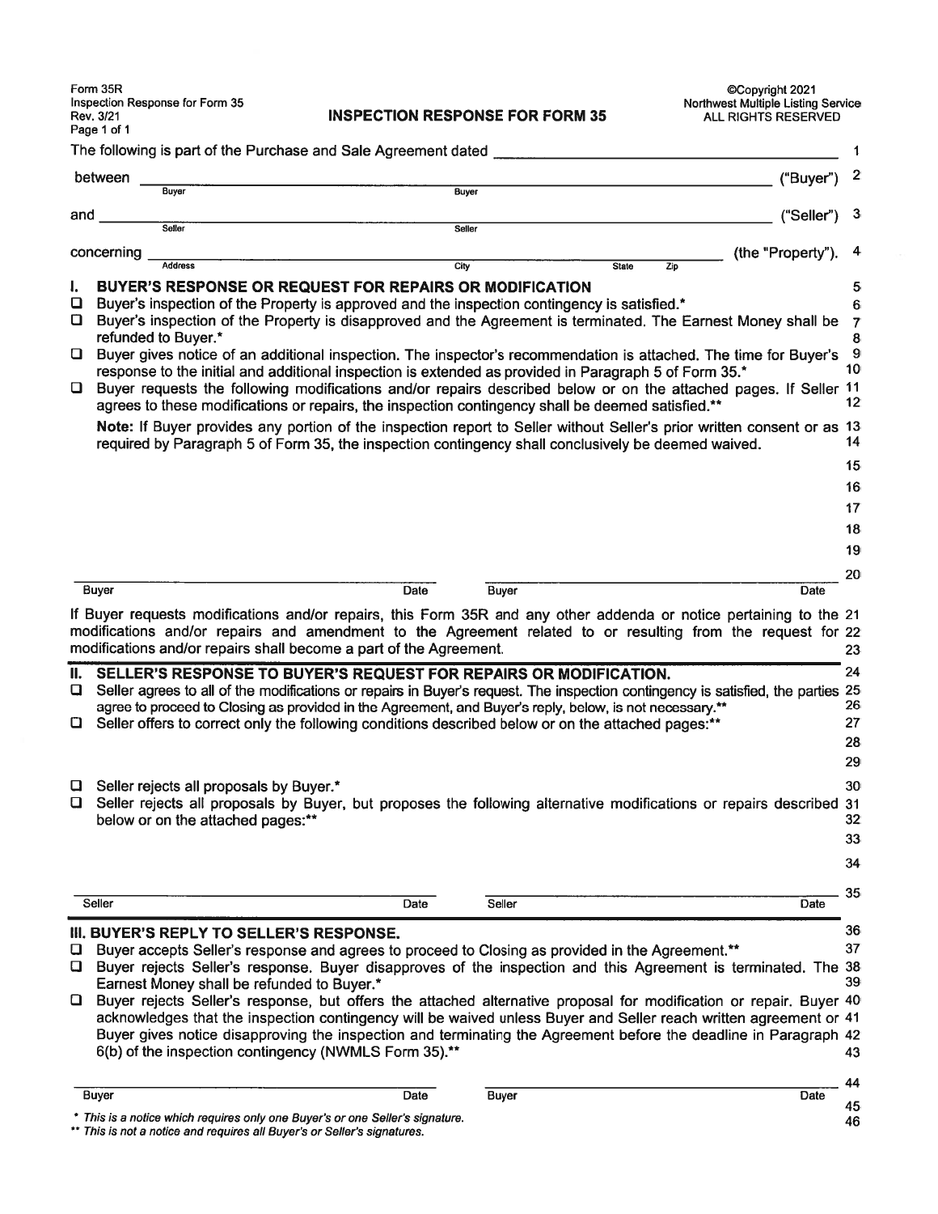Form 35R
Inspection Response for Form 35
Rev. 3/21
Page 1 of 1

# INSPECTION RESPONSE FOR FORM 35

©Copyright 2021
Northwest Multiple Listing Service
ALL RIGHTS RESERVED

The following is part of the Purchase and Sale Agreement dated ______________________________

between ______________________ (Buyer) ______________________ (Buyer) ("Buyer")

and ______________________ (Seller) ______________________ (Seller) ("Seller")

concerning ______________ (Address) ______________ (City) ______ (State) ______ (Zip) (the "Property").

## I. BUYER'S RESPONSE OR REQUEST FOR REPAIRS OR MODIFICATION

- ☐ Buyer's inspection of the Property is approved and the inspection contingency is satisfied.*
- ☐ Buyer's inspection of the Property is disapproved and the Agreement is terminated. The Earnest Money shall be refunded to Buyer.*
- ☐ Buyer gives notice of an additional inspection. The inspector's recommendation is attached. The time for Buyer's response to the initial and additional inspection is extended as provided in Paragraph 5 of Form 35.*
- ☐ Buyer requests the following modifications and/or repairs described below or on the attached pages. If Seller agrees to these modifications or repairs, the inspection contingency shall be deemed satisfied.**

**Note:** If Buyer provides any portion of the inspection report to Seller without Seller's prior written consent or as required by Paragraph 5 of Form 35, the inspection contingency shall conclusively be deemed waived.

______________________ Buyer ______ Date ______________________ Buyer ______ Date

If Buyer requests modifications and/or repairs, this Form 35R and any other addenda or notice pertaining to the modifications and/or repairs and amendment to the Agreement related to or resulting from the request for modifications and/or repairs shall become a part of the Agreement.

## II. SELLER'S RESPONSE TO BUYER'S REQUEST FOR REPAIRS OR MODIFICATION.

- ☐ Seller agrees to all of the modifications or repairs in Buyer's request. The inspection contingency is satisfied, the parties agree to proceed to Closing as provided in the Agreement, and Buyer's reply, below, is not necessary.**
- ☐ Seller offers to correct only the following conditions described below or on the attached pages:**

- ☐ Seller rejects all proposals by Buyer.*
- ☐ Seller rejects all proposals by Buyer, but proposes the following alternative modifications or repairs described below or on the attached pages:**

______________________ Seller ______ Date ______________________ Seller ______ Date

## III. BUYER'S REPLY TO SELLER'S RESPONSE.

- ☐ Buyer accepts Seller's response and agrees to proceed to Closing as provided in the Agreement.**
- ☐ Buyer rejects Seller's response. Buyer disapproves of the inspection and this Agreement is terminated. The Earnest Money shall be refunded to Buyer.*
- ☐ Buyer rejects Seller's response, but offers the attached alternative proposal for modification or repair. Buyer acknowledges that the inspection contingency will be waived unless Buyer and Seller reach written agreement or Buyer gives notice disapproving the inspection and terminating the Agreement before the deadline in Paragraph 6(b) of the inspection contingency (NWMLS Form 35).**

______________________ Buyer ______ Date ______________________ Buyer ______ Date

*\* This is a notice which requires only one Buyer's or one Seller's signature.*
*\*\* This is not a notice and requires all Buyer's or Seller's signatures.*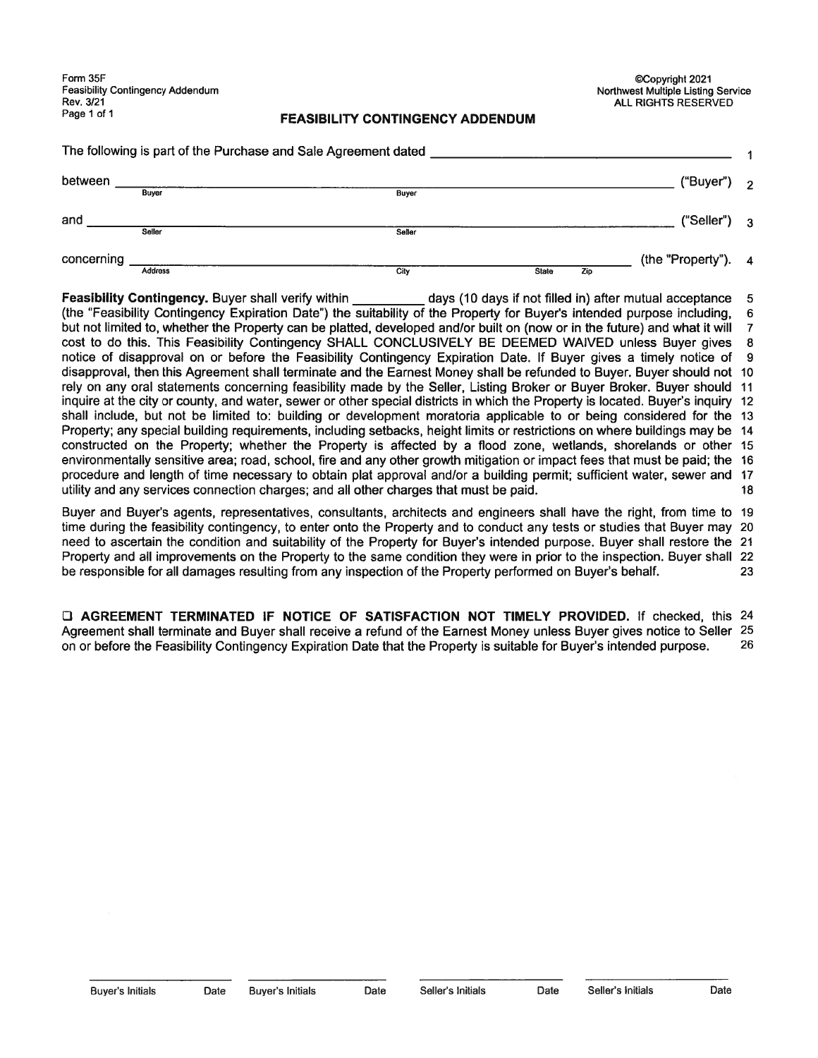Form 35F
Feasibility Contingency Addendum
Rev. 3/21
Page 1 of 1

©Copyright 2021
Northwest Multiple Listing Service
ALL RIGHTS RESERVED

# FEASIBILITY CONTINGENCY ADDENDUM

The following is part of the Purchase and Sale Agreement dated ______________________________ 1

between ______________________________ ______________________________ ("Buyer") 2
Buyer Buyer

and ______________________________ ______________________________ ("Seller") 3
Seller Seller

concerning ______________________________ ______________ ______ ______ (the "Property"). 4
Address City State Zip

**Feasibility Contingency.** Buyer shall verify within __________ days (10 days if not filled in) after mutual acceptance (the "Feasibility Contingency Expiration Date") the suitability of the Property for Buyer's intended purpose including, but not limited to, whether the Property can be platted, developed and/or built on (now or in the future) and what it will cost to do this. This Feasibility Contingency SHALL CONCLUSIVELY BE DEEMED WAIVED unless Buyer gives notice of disapproval on or before the Feasibility Contingency Expiration Date. If Buyer gives a timely notice of disapproval, then this Agreement shall terminate and the Earnest Money shall be refunded to Buyer. Buyer should not rely on any oral statements concerning feasibility made by the Seller, Listing Broker or Buyer Broker. Buyer should inquire at the city or county, and water, sewer or other special districts in which the Property is located. Buyer's inquiry shall include, but not be limited to: building or development moratoria applicable to or being considered for the Property; any special building requirements, including setbacks, height limits or restrictions on where buildings may be constructed on the Property; whether the Property is affected by a flood zone, wetlands, shorelands or other environmentally sensitive area; road, school, fire and any other growth mitigation or impact fees that must be paid; the procedure and length of time necessary to obtain plat approval and/or a building permit; sufficient water, sewer and utility and any services connection charges; and all other charges that must be paid. 5–18

Buyer and Buyer's agents, representatives, consultants, architects and engineers shall have the right, from time to time during the feasibility contingency, to enter onto the Property and to conduct any tests or studies that Buyer may need to ascertain the condition and suitability of the Property for Buyer's intended purpose. Buyer shall restore the Property and all improvements on the Property to the same condition they were in prior to the inspection. Buyer shall be responsible for all damages resulting from any inspection of the Property performed on Buyer's behalf. 19–23

☐ **AGREEMENT TERMINATED IF NOTICE OF SATISFACTION NOT TIMELY PROVIDED.** If checked, this Agreement shall terminate and Buyer shall receive a refund of the Earnest Money unless Buyer gives notice to Seller on or before the Feasibility Contingency Expiration Date that the Property is suitable for Buyer's intended purpose. 24–26

Buyer's Initials ______ Date ______ Buyer's Initials ______ Date ______ Seller's Initials ______ Date ______ Seller's Initials ______ Date ______